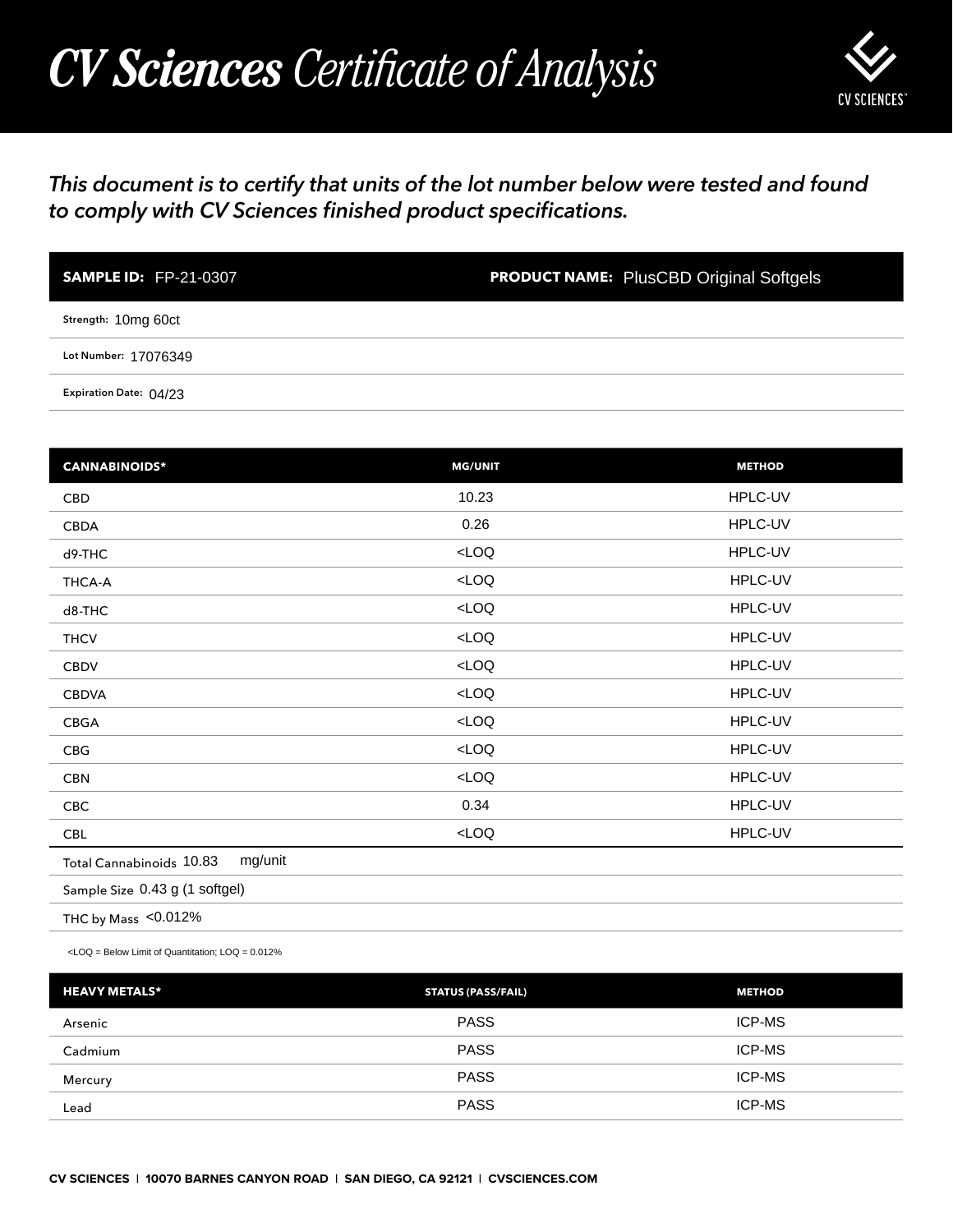# *CV Sciences* Certificate of Analysis

CV SCIENCES

*This document is to certify that units of the lot number below were tested and found to comply with CV Sciences finished product specifications.*

**SAMPLE ID:** FP-21-0307

**PRODUCT NAME:** PlusCBD Original Softgels

Strength: 10mg 60ct

Lot Number: 17076349

Expiration Date: 04/23

| CANNABINOIDS* | MG/UNIT | METHOD |
|---|---|---|
| CBD | 10.23 | HPLC-UV |
| CBDA | 0.26 | HPLC-UV |
| d9-THC | <LOQ | HPLC-UV |
| THCA-A | <LOQ | HPLC-UV |
| d8-THC | <LOQ | HPLC-UV |
| THCV | <LOQ | HPLC-UV |
| CBDV | <LOQ | HPLC-UV |
| CBDVA | <LOQ | HPLC-UV |
| CBGA | <LOQ | HPLC-UV |
| CBG | <LOQ | HPLC-UV |
| CBN | <LOQ | HPLC-UV |
| CBC | 0.34 | HPLC-UV |
| CBL | <LOQ | HPLC-UV |

Total Cannabinoids 10.83 mg/unit

Sample Size 0.43 g (1 softgel)

THC by Mass <0.012%

<LOQ = Below Limit of Quantitation; LOQ = 0.012%

| HEAVY METALS* | STATUS (PASS/FAIL) | METHOD |
|---|---|---|
| Arsenic | PASS | ICP-MS |
| Cadmium | PASS | ICP-MS |
| Mercury | PASS | ICP-MS |
| Lead | PASS | ICP-MS |

CV SCIENCES | 10070 BARNES CANYON ROAD | SAN DIEGO, CA 92121 | CVSCIENCES.COM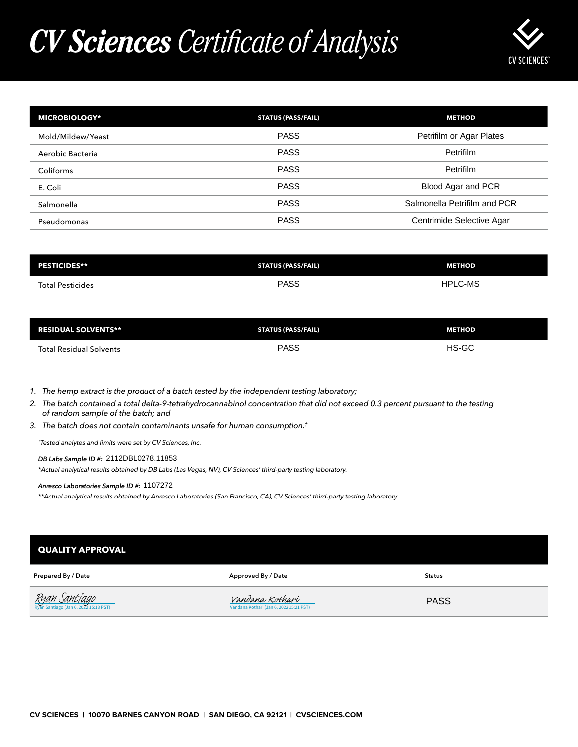# CV Sciences Certificate of Analysis

| MICROBIOLOGY* | STATUS (PASS/FAIL) | METHOD |
|---|---|---|
| Mold/Mildew/Yeast | PASS | Petrifilm or Agar Plates |
| Aerobic Bacteria | PASS | Petrifilm |
| Coliforms | PASS | Petrifilm |
| E. Coli | PASS | Blood Agar and PCR |
| Salmonella | PASS | Salmonella Petrifilm and PCR |
| Pseudomonas | PASS | Centrimide Selective Agar |

| PESTICIDES** | STATUS (PASS/FAIL) | METHOD |
|---|---|---|
| Total Pesticides | PASS | HPLC-MS |

| RESIDUAL SOLVENTS** | STATUS (PASS/FAIL) | METHOD |
|---|---|---|
| Total Residual Solvents | PASS | HS-GC |

1. *The hemp extract is the product of a batch tested by the independent testing laboratory;*
2. *The batch contained a total delta-9-tetrahydrocannabinol concentration that did not exceed 0.3 percent pursuant to the testing of random sample of the batch; and*
3. *The batch does not contain contaminants unsafe for human consumption.†*

*†Tested analytes and limits were set by CV Sciences, Inc.*

***DB Labs Sample ID #:*** 2112DBL0278.11853

**Actual analytical results obtained by DB Labs (Las Vegas, NV), CV Sciences' third-party testing laboratory.*

***Anresco Laboratories Sample ID #:*** 1107272

***Actual analytical results obtained by Anresco Laboratories (San Francisco, CA), CV Sciences' third-party testing laboratory.*

## QUALITY APPROVAL

| Prepared By / Date | Approved By / Date | Status |
|---|---|---|
| Ryan Santiago<br>Ryan Santiago (Jan 6, 2022 15:18 PST) | Vandana Kothari<br>Vandana Kothari (Jan 6, 2022 15:21 PST) | PASS |

CV SCIENCES | 10070 BARNES CANYON ROAD | SAN DIEGO, CA 92121 | CVSCIENCES.COM